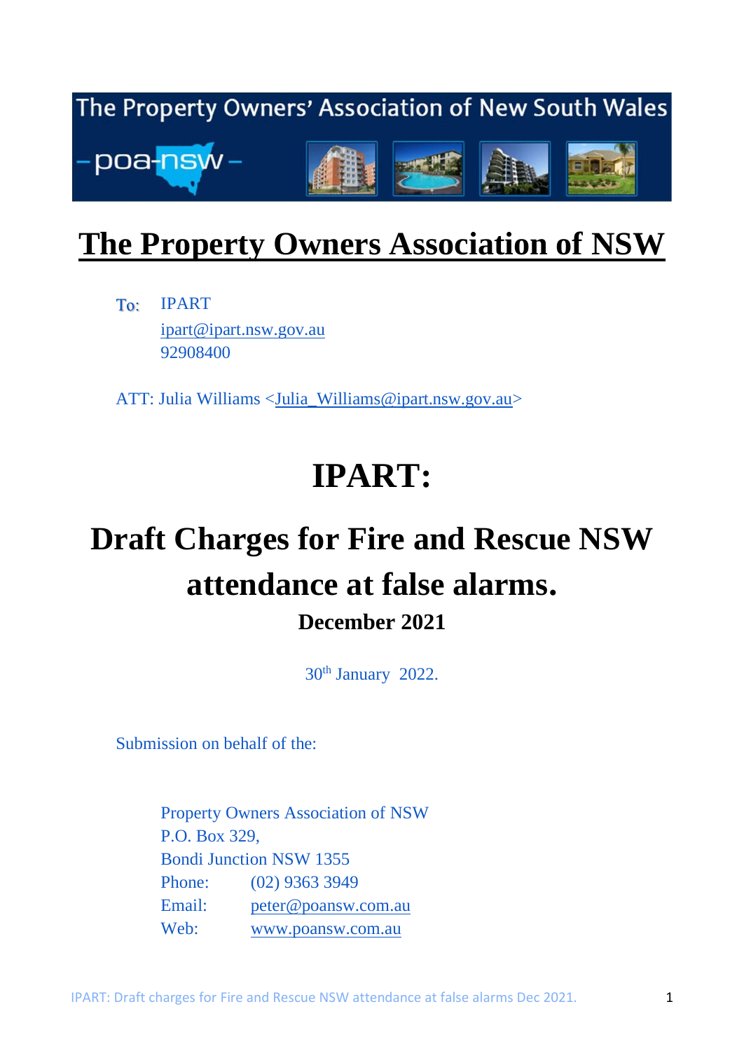The Property Owners' Association of New South Wales

– poa-nsw –

# The Property Owners Association of NSW

To: IPART
ipart@ipart.nsw.gov.au
92908400

ATT: Julia Williams <Julia_Williams@ipart.nsw.gov.au>

# IPART:

# Draft Charges for Fire and Rescue NSW attendance at false alarms.

### December 2021

30th January 2022.

Submission on behalf of the:

Property Owners Association of NSW
P.O. Box 329,
Bondi Junction NSW 1355
Phone: (02) 9363 3949
Email: peter@poansw.com.au
Web: www.poansw.com.au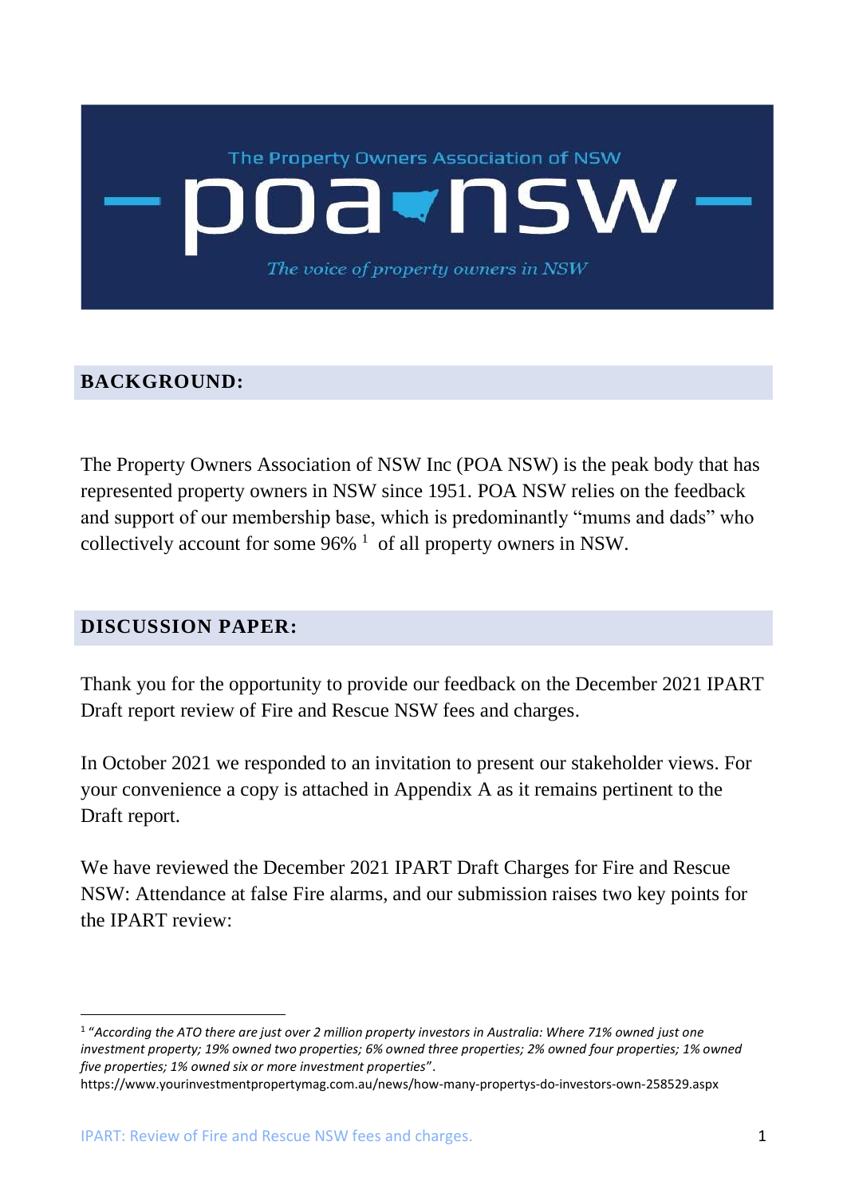The Property Owners Association of NSW

# poa nsw

*The voice of property owners in NSW*

## BACKGROUND:

The Property Owners Association of NSW Inc (POA NSW) is the peak body that has represented property owners in NSW since 1951. POA NSW relies on the feedback and support of our membership base, which is predominantly "mums and dads" who collectively account for some 96% [1] of all property owners in NSW.

## DISCUSSION PAPER:

Thank you for the opportunity to provide our feedback on the December 2021 IPART Draft report review of Fire and Rescue NSW fees and charges.

In October 2021 we responded to an invitation to present our stakeholder views. For your convenience a copy is attached in Appendix A as it remains pertinent to the Draft report.

We have reviewed the December 2021 IPART Draft Charges for Fire and Rescue NSW: Attendance at false Fire alarms, and our submission raises two key points for the IPART review:

---

[1] *"According the ATO there are just over 2 million property investors in Australia: Where 71% owned just one investment property; 19% owned two properties; 6% owned three properties; 2% owned four properties; 1% owned five properties; 1% owned six or more investment properties"*.
https://www.yourinvestmentpropertymag.com.au/news/how-many-propertys-do-investors-own-258529.aspx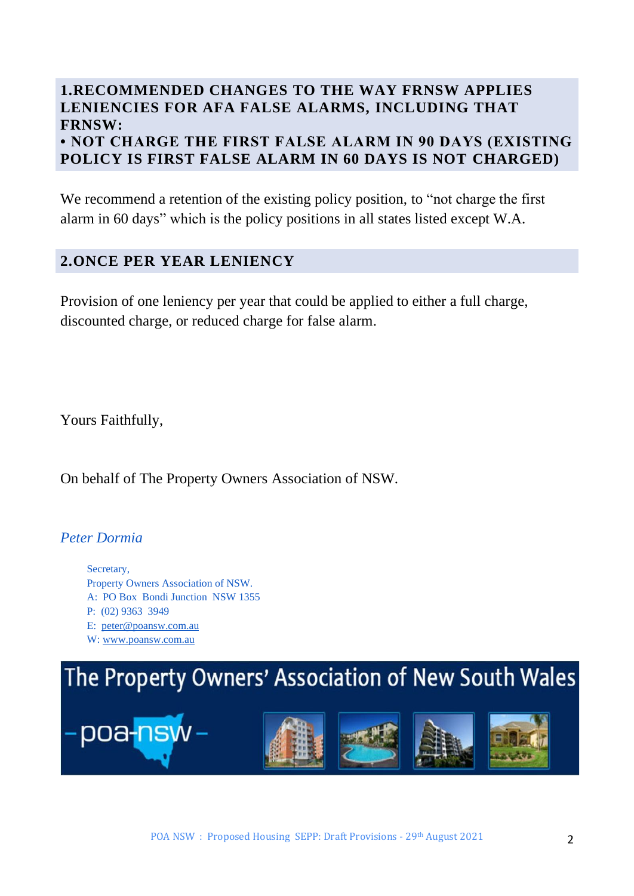## 1.RECOMMENDED CHANGES TO THE WAY FRNSW APPLIES LENIENCIES FOR AFA FALSE ALARMS, INCLUDING THAT FRNSW:

## • NOT CHARGE THE FIRST FALSE ALARM IN 90 DAYS (EXISTING POLICY IS FIRST FALSE ALARM IN 60 DAYS IS NOT CHARGED)

We recommend a retention of the existing policy position, to "not charge the first alarm in 60 days" which is the policy positions in all states listed except W.A.

## 2.ONCE PER YEAR LENIENCY

Provision of one leniency per year that could be applied to either a full charge, discounted charge, or reduced charge for false alarm.

Yours Faithfully,

On behalf of The Property Owners Association of NSW.

*Peter Dormia*

Secretary,
Property Owners Association of NSW.
A: PO Box Bondi Junction NSW 1355
P: (02) 9363 3949
E: peter@poansw.com.au
W: www.poansw.com.au

The Property Owners' Association of New South Wales

-poa-nsw-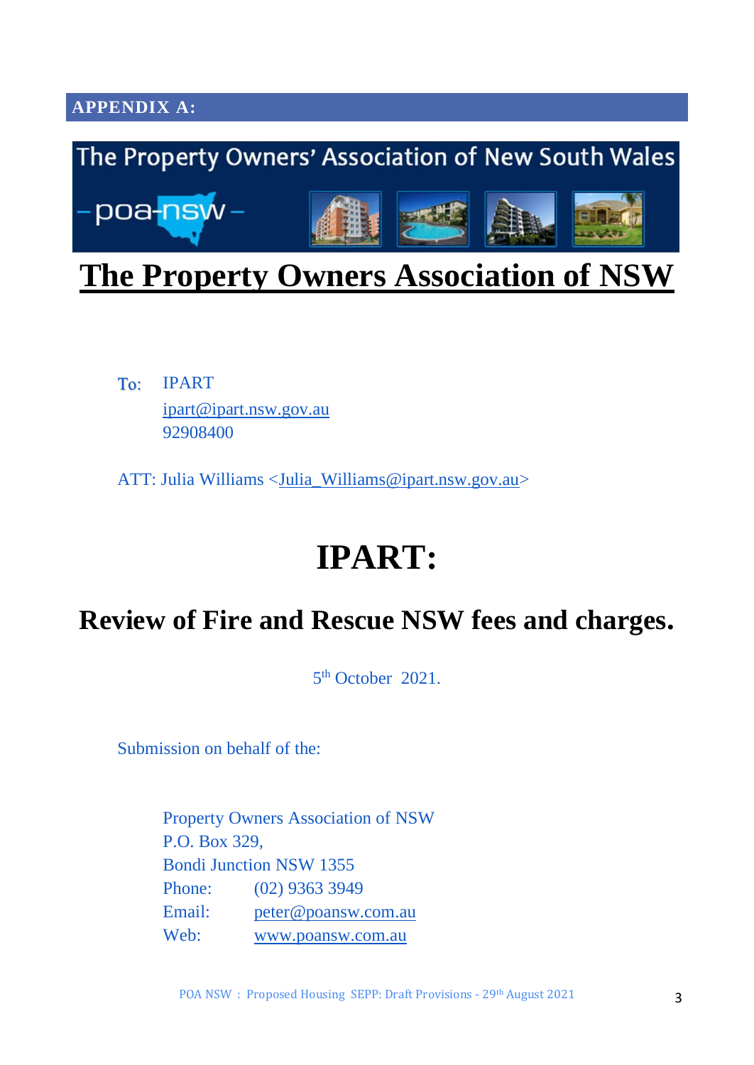**APPENDIX A:**

The Property Owners' Association of New South Wales

-poa-nsw-

# The Property Owners Association of NSW

To: IPART
ipart@ipart.nsw.gov.au
92908400

ATT: Julia Williams <Julia_Williams@ipart.nsw.gov.au>

# IPART:

## Review of Fire and Rescue NSW fees and charges.

5th October 2021.

Submission on behalf of the:

Property Owners Association of NSW
P.O. Box 329,
Bondi Junction NSW 1355
Phone: (02) 9363 3949
Email: peter@poansw.com.au
Web: www.poansw.com.au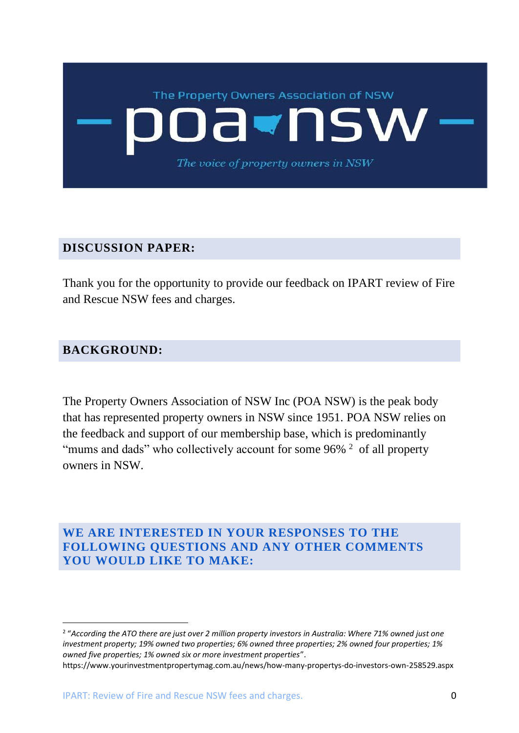The Property Owners Association of NSW

# poa nsw

*The voice of property owners in NSW*

## DISCUSSION PAPER:

Thank you for the opportunity to provide our feedback on IPART review of Fire and Rescue NSW fees and charges.

## BACKGROUND:

The Property Owners Association of NSW Inc (POA NSW) is the peak body that has represented property owners in NSW since 1951. POA NSW relies on the feedback and support of our membership base, which is predominantly "mums and dads" who collectively account for some 96% [2] of all property owners in NSW.

## WE ARE INTERESTED IN YOUR RESPONSES TO THE FOLLOWING QUESTIONS AND ANY OTHER COMMENTS YOU WOULD LIKE TO MAKE:

[2] *"According the ATO there are just over 2 million property investors in Australia: Where 71% owned just one investment property; 19% owned two properties; 6% owned three properties; 2% owned four properties; 1% owned five properties; 1% owned six or more investment properties"*.
https://www.yourinvestmentpropertymag.com.au/news/how-many-propertys-do-investors-own-258529.aspx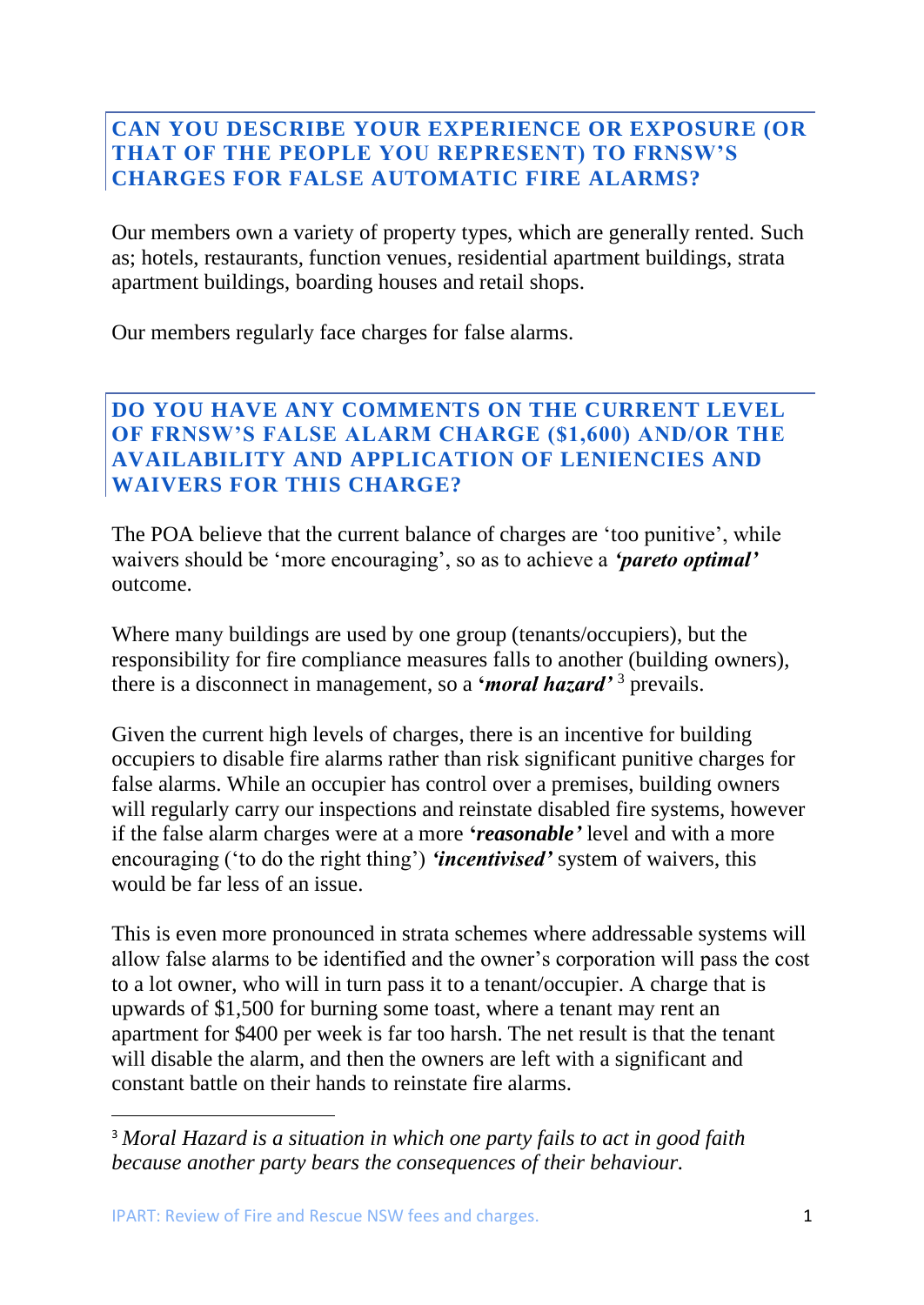## CAN YOU DESCRIBE YOUR EXPERIENCE OR EXPOSURE (OR THAT OF THE PEOPLE YOU REPRESENT) TO FRNSW'S CHARGES FOR FALSE AUTOMATIC FIRE ALARMS?

Our members own a variety of property types, which are generally rented. Such as; hotels, restaurants, function venues, residential apartment buildings, strata apartment buildings, boarding houses and retail shops.

Our members regularly face charges for false alarms.

## DO YOU HAVE ANY COMMENTS ON THE CURRENT LEVEL OF FRNSW'S FALSE ALARM CHARGE ($1,600) AND/OR THE AVAILABILITY AND APPLICATION OF LENIENCIES AND WAIVERS FOR THIS CHARGE?

The POA believe that the current balance of charges are 'too punitive', while waivers should be 'more encouraging', so as to achieve a ***'pareto optimal'*** outcome.

Where many buildings are used by one group (tenants/occupiers), but the responsibility for fire compliance measures falls to another (building owners), there is a disconnect in management, so a ***'moral hazard'***[3] prevails.

Given the current high levels of charges, there is an incentive for building occupiers to disable fire alarms rather than risk significant punitive charges for false alarms. While an occupier has control over a premises, building owners will regularly carry our inspections and reinstate disabled fire systems, however if the false alarm charges were at a more ***'reasonable'*** level and with a more encouraging ('to do the right thing') ***'incentivised'*** system of waivers, this would be far less of an issue.

This is even more pronounced in strata schemes where addressable systems will allow false alarms to be identified and the owner's corporation will pass the cost to a lot owner, who will in turn pass it to a tenant/occupier. A charge that is upwards of $1,500 for burning some toast, where a tenant may rent an apartment for $400 per week is far too harsh. The net result is that the tenant will disable the alarm, and then the owners are left with a significant and constant battle on their hands to reinstate fire alarms.

---

[3] *Moral Hazard is a situation in which one party fails to act in good faith because another party bears the consequences of their behaviour.*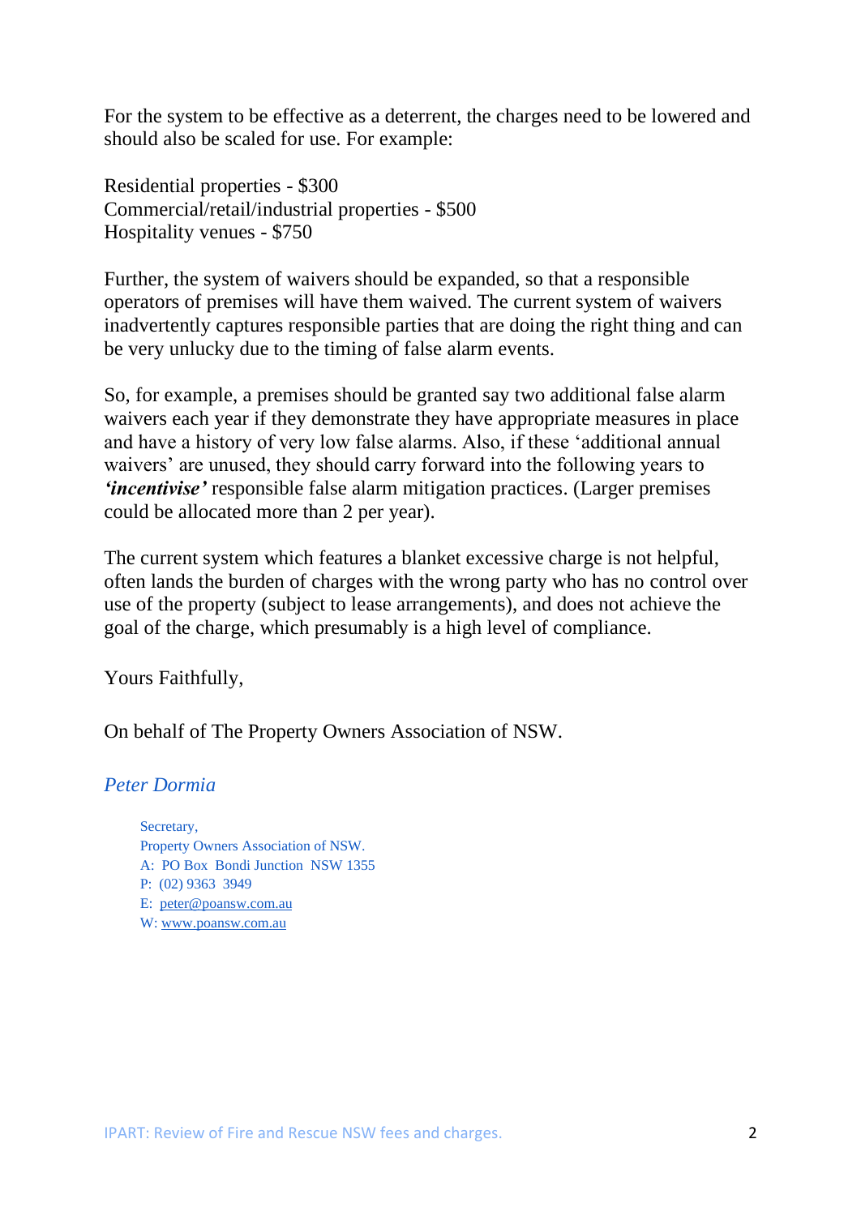For the system to be effective as a deterrent, the charges need to be lowered and should also be scaled for use. For example:

Residential properties - $300
Commercial/retail/industrial properties - $500
Hospitality venues - $750

Further, the system of waivers should be expanded, so that a responsible operators of premises will have them waived. The current system of waivers inadvertently captures responsible parties that are doing the right thing and can be very unlucky due to the timing of false alarm events.

So, for example, a premises should be granted say two additional false alarm waivers each year if they demonstrate they have appropriate measures in place and have a history of very low false alarms. Also, if these 'additional annual waivers' are unused, they should carry forward into the following years to ***'incentivise'*** responsible false alarm mitigation practices. (Larger premises could be allocated more than 2 per year).

The current system which features a blanket excessive charge is not helpful, often lands the burden of charges with the wrong party who has no control over use of the property (subject to lease arrangements), and does not achieve the goal of the charge, which presumably is a high level of compliance.

Yours Faithfully,

On behalf of The Property Owners Association of NSW.

*Peter Dormia*

Secretary,
Property Owners Association of NSW.
A: PO Box Bondi Junction NSW 1355
P: (02) 9363 3949
E: peter@poansw.com.au
W: www.poansw.com.au